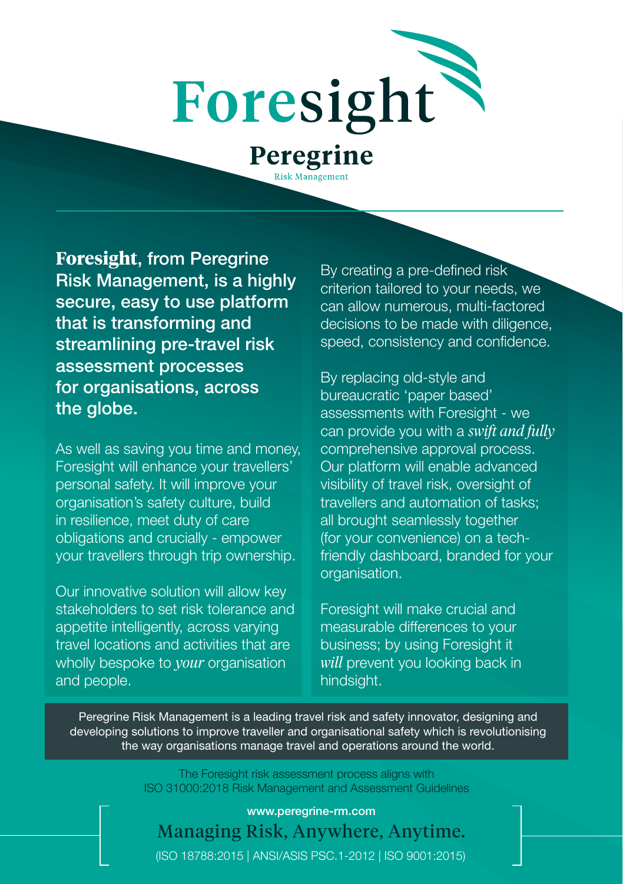# Foresight

## Peregrine

Risk Management

**Foresight, from Peregrine Risk Management, is a highly secure, easy to use platform that is transforming and streamlining pre-travel risk assessment processes for organisations, across the globe.**

As well as saving you time and money, Foresight will enhance your travellers' personal safety. It will improve your organisation's safety culture, build in resilience, meet duty of care obligations and crucially - empower your travellers through trip ownership.

Our innovative solution will allow key stakeholders to set risk tolerance and appetite intelligently, across varying travel locations and activities that are wholly bespoke to *your* organisation and people.

By creating a pre-defined risk criterion tailored to your needs, we can allow numerous, multi-factored decisions to be made with diligence, speed, consistency and confidence.

By replacing old-style and bureaucratic 'paper based' assessments with Foresight - we can provide you with a *swift and fully* comprehensive approval process. Our platform will enable advanced visibility of travel risk, oversight of travellers and automation of tasks; all brought seamlessly together (for your convenience) on a tech-friendly dashboard, branded for your organisation.

Foresight will make crucial and measurable differences to your business; by using Foresight it *will* prevent you looking back in hindsight.

Peregrine Risk Management is a leading travel risk and safety innovator, designing and developing solutions to improve traveller and organisational safety which is revolutionising the way organisations manage travel and operations around the world.

The Foresight risk assessment process aligns with ISO 31000:2018 Risk Management and Assessment Guidelines

www.peregrine-rm.com

Managing Risk, Anywhere, Anytime.

(ISO 18788:2015 | ANSI/ASIS PSC.1-2012 | ISO 9001:2015)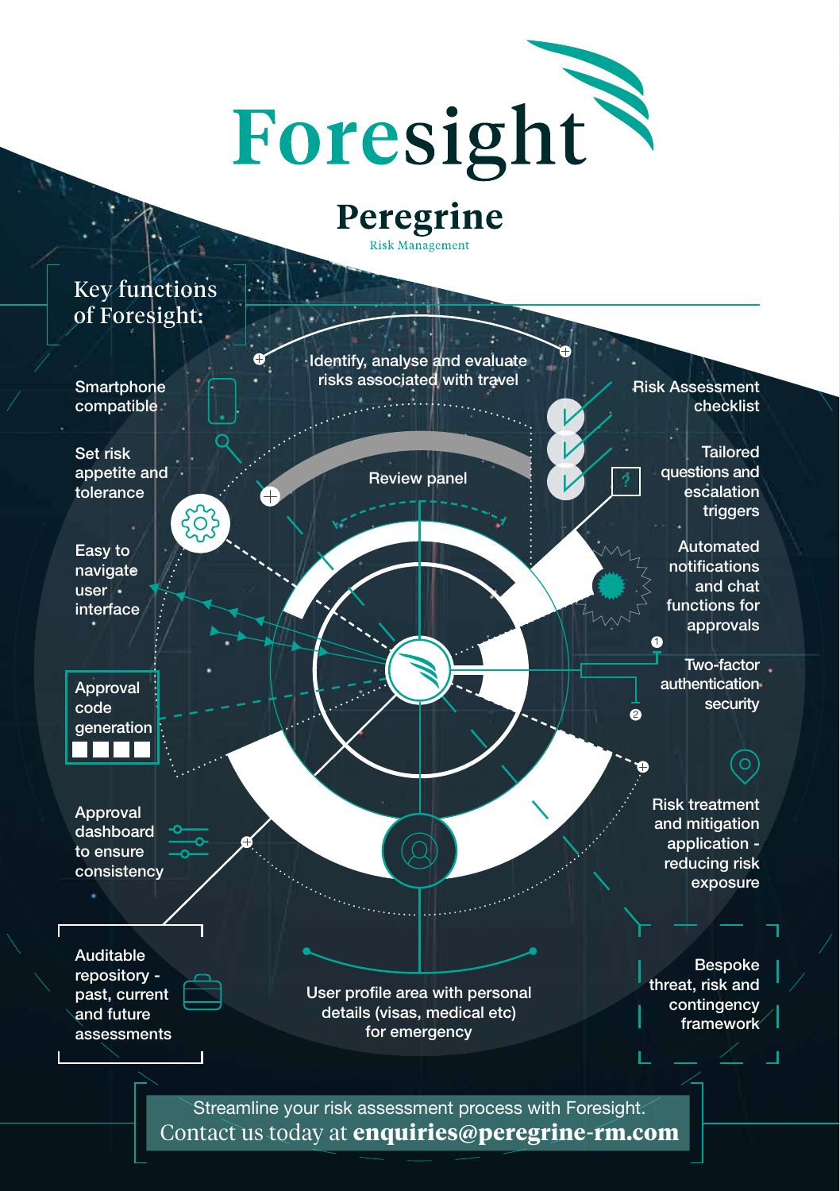# Foresight

## Peregrine

Risk Management

## Key functions of Foresight:

Identify, analyse and evaluate risks associated with travel

Smartphone compatible

Set risk appetite and tolerance

Easy to navigate user interface

Approval code generation

Approval dashboard to ensure consistency

Auditable repository - past, current and future assessments

Review panel

User profile area with personal details (visas, medical etc) for emergency

Risk Assessment checklist

Tailored questions and escalation triggers

Automated notifications and chat functions for approvals

Two-factor authentication security

Risk treatment and mitigation application - reducing risk exposure

Bespoke threat, risk and contingency framework

Streamline your risk assessment process with Foresight.

Contact us today at **enquiries@peregrine-rm.com**